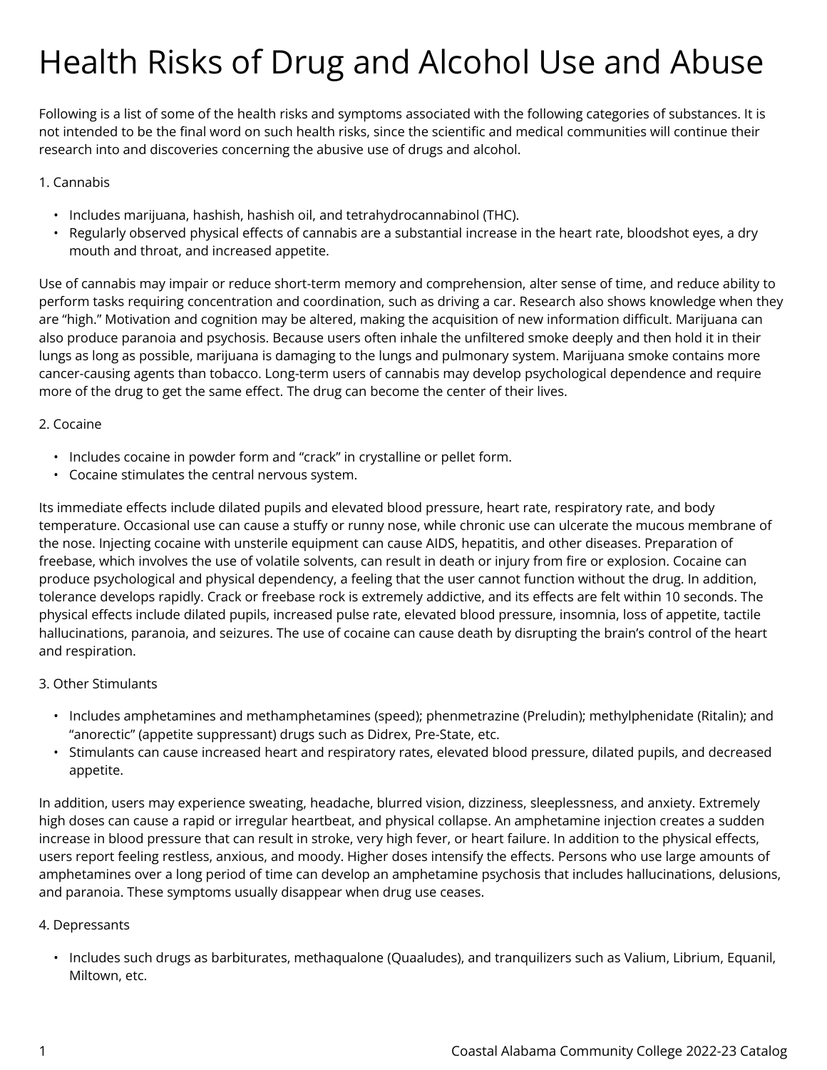# Health Risks of Drug and Alcohol Use and Abuse

Following is a list of some of the health risks and symptoms associated with the following categories of substances. It is not intended to be the final word on such health risks, since the scientific and medical communities will continue their research into and discoveries concerning the abusive use of drugs and alcohol.

1. Cannabis

- Includes marijuana, hashish, hashish oil, and tetrahydrocannabinol (THC).
- Regularly observed physical effects of cannabis are a substantial increase in the heart rate, bloodshot eyes, a dry mouth and throat, and increased appetite.

Use of cannabis may impair or reduce short-term memory and comprehension, alter sense of time, and reduce ability to perform tasks requiring concentration and coordination, such as driving a car. Research also shows knowledge when they are "high." Motivation and cognition may be altered, making the acquisition of new information difficult. Marijuana can also produce paranoia and psychosis. Because users often inhale the unfiltered smoke deeply and then hold it in their lungs as long as possible, marijuana is damaging to the lungs and pulmonary system. Marijuana smoke contains more cancer-causing agents than tobacco. Long-term users of cannabis may develop psychological dependence and require more of the drug to get the same effect. The drug can become the center of their lives.

2. Cocaine

- Includes cocaine in powder form and "crack" in crystalline or pellet form.
- Cocaine stimulates the central nervous system.

Its immediate effects include dilated pupils and elevated blood pressure, heart rate, respiratory rate, and body temperature. Occasional use can cause a stuffy or runny nose, while chronic use can ulcerate the mucous membrane of the nose. Injecting cocaine with unsterile equipment can cause AIDS, hepatitis, and other diseases. Preparation of freebase, which involves the use of volatile solvents, can result in death or injury from fire or explosion. Cocaine can produce psychological and physical dependency, a feeling that the user cannot function without the drug. In addition, tolerance develops rapidly. Crack or freebase rock is extremely addictive, and its effects are felt within 10 seconds. The physical effects include dilated pupils, increased pulse rate, elevated blood pressure, insomnia, loss of appetite, tactile hallucinations, paranoia, and seizures. The use of cocaine can cause death by disrupting the brain's control of the heart and respiration.

3. Other Stimulants

- Includes amphetamines and methamphetamines (speed); phenmetrazine (Preludin); methylphenidate (Ritalin); and "anorectic" (appetite suppressant) drugs such as Didrex, Pre-State, etc.
- Stimulants can cause increased heart and respiratory rates, elevated blood pressure, dilated pupils, and decreased appetite.

In addition, users may experience sweating, headache, blurred vision, dizziness, sleeplessness, and anxiety. Extremely high doses can cause a rapid or irregular heartbeat, and physical collapse. An amphetamine injection creates a sudden increase in blood pressure that can result in stroke, very high fever, or heart failure. In addition to the physical effects, users report feeling restless, anxious, and moody. Higher doses intensify the effects. Persons who use large amounts of amphetamines over a long period of time can develop an amphetamine psychosis that includes hallucinations, delusions, and paranoia. These symptoms usually disappear when drug use ceases.

4. Depressants

- Includes such drugs as barbiturates, methaqualone (Quaaludes), and tranquilizers such as Valium, Librium, Equanil, Miltown, etc.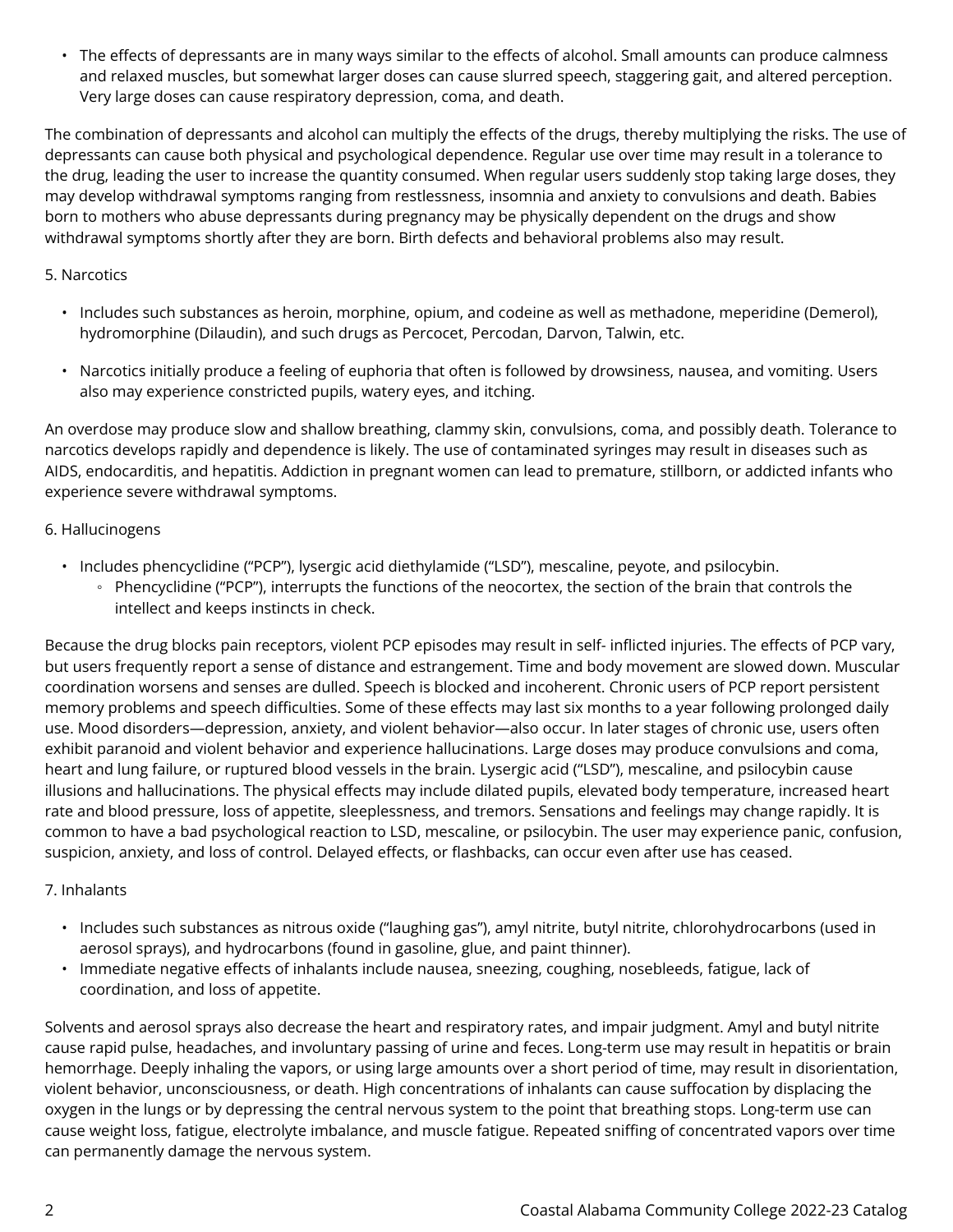- The effects of depressants are in many ways similar to the effects of alcohol. Small amounts can produce calmness and relaxed muscles, but somewhat larger doses can cause slurred speech, staggering gait, and altered perception. Very large doses can cause respiratory depression, coma, and death.

The combination of depressants and alcohol can multiply the effects of the drugs, thereby multiplying the risks. The use of depressants can cause both physical and psychological dependence. Regular use over time may result in a tolerance to the drug, leading the user to increase the quantity consumed. When regular users suddenly stop taking large doses, they may develop withdrawal symptoms ranging from restlessness, insomnia and anxiety to convulsions and death. Babies born to mothers who abuse depressants during pregnancy may be physically dependent on the drugs and show withdrawal symptoms shortly after they are born. Birth defects and behavioral problems also may result.

5. Narcotics

- Includes such substances as heroin, morphine, opium, and codeine as well as methadone, meperidine (Demerol), hydromorphine (Dilaudin), and such drugs as Percocet, Percodan, Darvon, Talwin, etc.
- Narcotics initially produce a feeling of euphoria that often is followed by drowsiness, nausea, and vomiting. Users also may experience constricted pupils, watery eyes, and itching.

An overdose may produce slow and shallow breathing, clammy skin, convulsions, coma, and possibly death. Tolerance to narcotics develops rapidly and dependence is likely. The use of contaminated syringes may result in diseases such as AIDS, endocarditis, and hepatitis. Addiction in pregnant women can lead to premature, stillborn, or addicted infants who experience severe withdrawal symptoms.

6. Hallucinogens

- Includes phencyclidine ("PCP"), lysergic acid diethylamide ("LSD"), mescaline, peyote, and psilocybin.
  - Phencyclidine ("PCP"), interrupts the functions of the neocortex, the section of the brain that controls the intellect and keeps instincts in check.

Because the drug blocks pain receptors, violent PCP episodes may result in self- inflicted injuries. The effects of PCP vary, but users frequently report a sense of distance and estrangement. Time and body movement are slowed down. Muscular coordination worsens and senses are dulled. Speech is blocked and incoherent. Chronic users of PCP report persistent memory problems and speech difficulties. Some of these effects may last six months to a year following prolonged daily use. Mood disorders—depression, anxiety, and violent behavior—also occur. In later stages of chronic use, users often exhibit paranoid and violent behavior and experience hallucinations. Large doses may produce convulsions and coma, heart and lung failure, or ruptured blood vessels in the brain. Lysergic acid ("LSD"), mescaline, and psilocybin cause illusions and hallucinations. The physical effects may include dilated pupils, elevated body temperature, increased heart rate and blood pressure, loss of appetite, sleeplessness, and tremors. Sensations and feelings may change rapidly. It is common to have a bad psychological reaction to LSD, mescaline, or psilocybin. The user may experience panic, confusion, suspicion, anxiety, and loss of control. Delayed effects, or flashbacks, can occur even after use has ceased.

7. Inhalants

- Includes such substances as nitrous oxide ("laughing gas"), amyl nitrite, butyl nitrite, chlorohydrocarbons (used in aerosol sprays), and hydrocarbons (found in gasoline, glue, and paint thinner).
- Immediate negative effects of inhalants include nausea, sneezing, coughing, nosebleeds, fatigue, lack of coordination, and loss of appetite.

Solvents and aerosol sprays also decrease the heart and respiratory rates, and impair judgment. Amyl and butyl nitrite cause rapid pulse, headaches, and involuntary passing of urine and feces. Long-term use may result in hepatitis or brain hemorrhage. Deeply inhaling the vapors, or using large amounts over a short period of time, may result in disorientation, violent behavior, unconsciousness, or death. High concentrations of inhalants can cause suffocation by displacing the oxygen in the lungs or by depressing the central nervous system to the point that breathing stops. Long-term use can cause weight loss, fatigue, electrolyte imbalance, and muscle fatigue. Repeated sniffing of concentrated vapors over time can permanently damage the nervous system.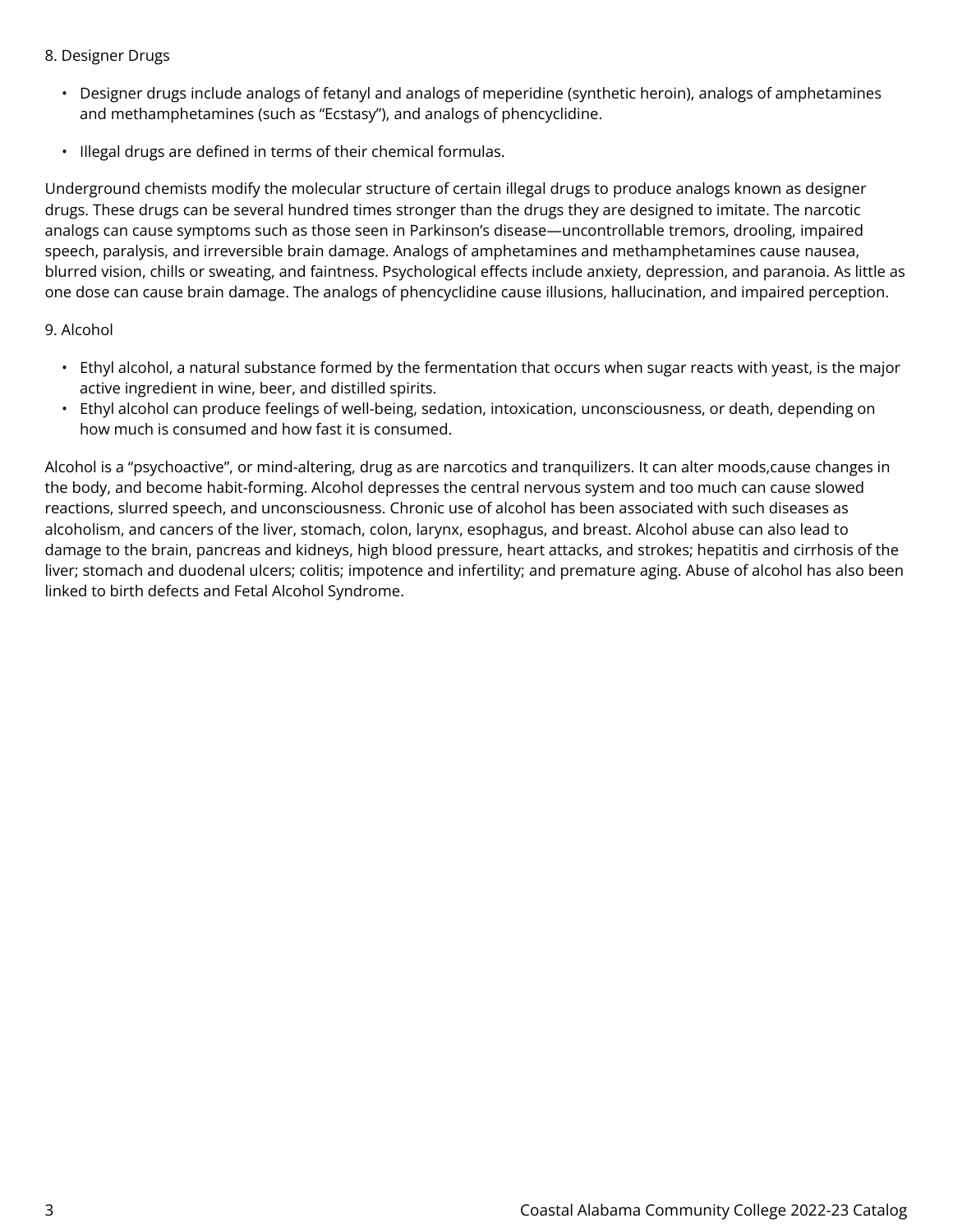8. Designer Drugs

- Designer drugs include analogs of fetanyl and analogs of meperidine (synthetic heroin), analogs of amphetamines and methamphetamines (such as "Ecstasy"), and analogs of phencyclidine.

- Illegal drugs are defined in terms of their chemical formulas.

Underground chemists modify the molecular structure of certain illegal drugs to produce analogs known as designer drugs. These drugs can be several hundred times stronger than the drugs they are designed to imitate. The narcotic analogs can cause symptoms such as those seen in Parkinson's disease—uncontrollable tremors, drooling, impaired speech, paralysis, and irreversible brain damage. Analogs of amphetamines and methamphetamines cause nausea, blurred vision, chills or sweating, and faintness. Psychological effects include anxiety, depression, and paranoia. As little as one dose can cause brain damage. The analogs of phencyclidine cause illusions, hallucination, and impaired perception.

9. Alcohol

- Ethyl alcohol, a natural substance formed by the fermentation that occurs when sugar reacts with yeast, is the major active ingredient in wine, beer, and distilled spirits.
- Ethyl alcohol can produce feelings of well-being, sedation, intoxication, unconsciousness, or death, depending on how much is consumed and how fast it is consumed.

Alcohol is a "psychoactive", or mind-altering, drug as are narcotics and tranquilizers. It can alter moods,cause changes in the body, and become habit-forming. Alcohol depresses the central nervous system and too much can cause slowed reactions, slurred speech, and unconsciousness. Chronic use of alcohol has been associated with such diseases as alcoholism, and cancers of the liver, stomach, colon, larynx, esophagus, and breast. Alcohol abuse can also lead to damage to the brain, pancreas and kidneys, high blood pressure, heart attacks, and strokes; hepatitis and cirrhosis of the liver; stomach and duodenal ulcers; colitis; impotence and infertility; and premature aging. Abuse of alcohol has also been linked to birth defects and Fetal Alcohol Syndrome.